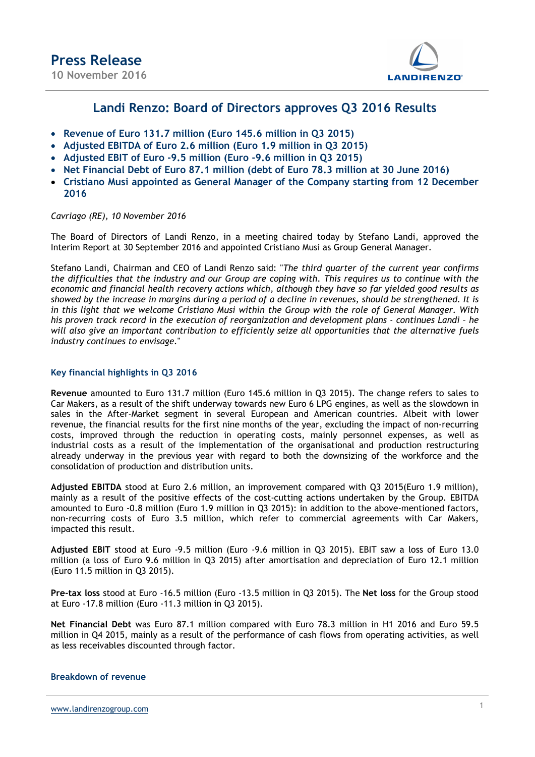# Press Release

**10 November 2016**

## Landi Renzo: Board of Directors approves Q3 2016 Results

- **Revenue of Euro 131.7 million (Euro 145.6 million in Q3 2015)**
- **Adjusted EBITDA of Euro 2.6 million (Euro 1.9 million in Q3 2015)**
- **Adjusted EBIT of Euro -9.5 million (Euro -9.6 million in Q3 2015)**
- **Net Financial Debt of Euro 87.1 million (debt of Euro 78.3 million at 30 June 2016)**
- **Cristiano Musi appointed as General Manager of the Company starting from 12 December 2016**

*Cavriago (RE), 10 November 2016*

The Board of Directors of Landi Renzo, in a meeting chaired today by Stefano Landi, approved the Interim Report at 30 September 2016 and appointed Cristiano Musi as Group General Manager.

Stefano Landi, Chairman and CEO of Landi Renzo said: "*The third quarter of the current year confirms the difficulties that the industry and our Group are coping with. This requires us to continue with the economic and financial health recovery actions which, although they have so far yielded good results as showed by the increase in margins during a period of a decline in revenues, should be strengthened. It is in this light that we welcome Cristiano Musi within the Group with the role of General Manager. With his proven track record in the execution of reorganization and development plans - continues Landi – he will also give an important contribution to efficiently seize all opportunities that the alternative fuels industry continues to envisage.*"

### Key financial highlights in Q3 2016

**Revenue** amounted to Euro 131.7 million (Euro 145.6 million in Q3 2015). The change refers to sales to Car Makers, as a result of the shift underway towards new Euro 6 LPG engines, as well as the slowdown in sales in the After-Market segment in several European and American countries. Albeit with lower revenue, the financial results for the first nine months of the year, excluding the impact of non-recurring costs, improved through the reduction in operating costs, mainly personnel expenses, as well as industrial costs as a result of the implementation of the organisational and production restructuring already underway in the previous year with regard to both the downsizing of the workforce and the consolidation of production and distribution units.

**Adjusted EBITDA** stood at Euro 2.6 million, an improvement compared with Q3 2015(Euro 1.9 million), mainly as a result of the positive effects of the cost-cutting actions undertaken by the Group. EBITDA amounted to Euro -0.8 million (Euro 1.9 million in Q3 2015): in addition to the above-mentioned factors, non-recurring costs of Euro 3.5 million, which refer to commercial agreements with Car Makers, impacted this result.

**Adjusted EBIT** stood at Euro -9.5 million (Euro -9.6 million in Q3 2015). EBIT saw a loss of Euro 13.0 million (a loss of Euro 9.6 million in Q3 2015) after amortisation and depreciation of Euro 12.1 million (Euro 11.5 million in Q3 2015).

**Pre-tax loss** stood at Euro -16.5 million (Euro -13.5 million in Q3 2015). The **Net loss** for the Group stood at Euro -17.8 million (Euro -11.3 million in Q3 2015).

**Net Financial Debt** was Euro 87.1 million compared with Euro 78.3 million in H1 2016 and Euro 59.5 million in Q4 2015, mainly as a result of the performance of cash flows from operating activities, as well as less receivables discounted through factor.

### Breakdown of revenue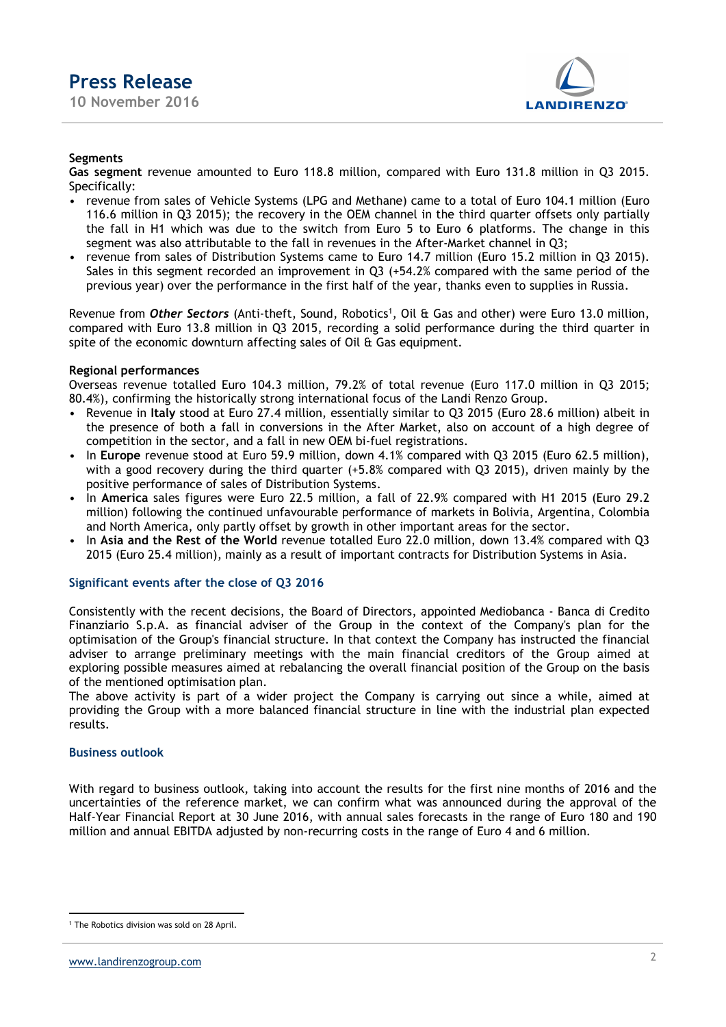**Segments**

**Gas segment** revenue amounted to Euro 118.8 million, compared with Euro 131.8 million in Q3 2015. Specifically:

- revenue from sales of Vehicle Systems (LPG and Methane) came to a total of Euro 104.1 million (Euro 116.6 million in Q3 2015); the recovery in the OEM channel in the third quarter offsets only partially the fall in H1 which was due to the switch from Euro 5 to Euro 6 platforms. The change in this segment was also attributable to the fall in revenues in the After-Market channel in Q3;
- revenue from sales of Distribution Systems came to Euro 14.7 million (Euro 15.2 million in Q3 2015). Sales in this segment recorded an improvement in Q3 (+54.2% compared with the same period of the previous year) over the performance in the first half of the year, thanks even to supplies in Russia.

Revenue from ***Other Sectors*** (Anti-theft, Sound, Robotics[1], Oil & Gas and other) were Euro 13.0 million, compared with Euro 13.8 million in Q3 2015, recording a solid performance during the third quarter in spite of the economic downturn affecting sales of Oil & Gas equipment.

**Regional performances**

Overseas revenue totalled Euro 104.3 million, 79.2% of total revenue (Euro 117.0 million in Q3 2015; 80.4%), confirming the historically strong international focus of the Landi Renzo Group.

- Revenue in **Italy** stood at Euro 27.4 million, essentially similar to Q3 2015 (Euro 28.6 million) albeit in the presence of both a fall in conversions in the After Market, also on account of a high degree of competition in the sector, and a fall in new OEM bi-fuel registrations.
- In **Europe** revenue stood at Euro 59.9 million, down 4.1% compared with Q3 2015 (Euro 62.5 million), with a good recovery during the third quarter (+5.8% compared with Q3 2015), driven mainly by the positive performance of sales of Distribution Systems.
- In **America** sales figures were Euro 22.5 million, a fall of 22.9% compared with H1 2015 (Euro 29.2 million) following the continued unfavourable performance of markets in Bolivia, Argentina, Colombia and North America, only partly offset by growth in other important areas for the sector.
- In **Asia and the Rest of the World** revenue totalled Euro 22.0 million, down 13.4% compared with Q3 2015 (Euro 25.4 million), mainly as a result of important contracts for Distribution Systems in Asia.

## Significant events after the close of Q3 2016

Consistently with the recent decisions, the Board of Directors, appointed Mediobanca - Banca di Credito Finanziario S.p.A. as financial adviser of the Group in the context of the Company's plan for the optimisation of the Group's financial structure. In that context the Company has instructed the financial adviser to arrange preliminary meetings with the main financial creditors of the Group aimed at exploring possible measures aimed at rebalancing the overall financial position of the Group on the basis of the mentioned optimisation plan.
The above activity is part of a wider project the Company is carrying out since a while, aimed at providing the Group with a more balanced financial structure in line with the industrial plan expected results.

## Business outlook

With regard to business outlook, taking into account the results for the first nine months of 2016 and the uncertainties of the reference market, we can confirm what was announced during the approval of the Half-Year Financial Report at 30 June 2016, with annual sales forecasts in the range of Euro 180 and 190 million and annual EBITDA adjusted by non-recurring costs in the range of Euro 4 and 6 million.

---

[1] The Robotics division was sold on 28 April.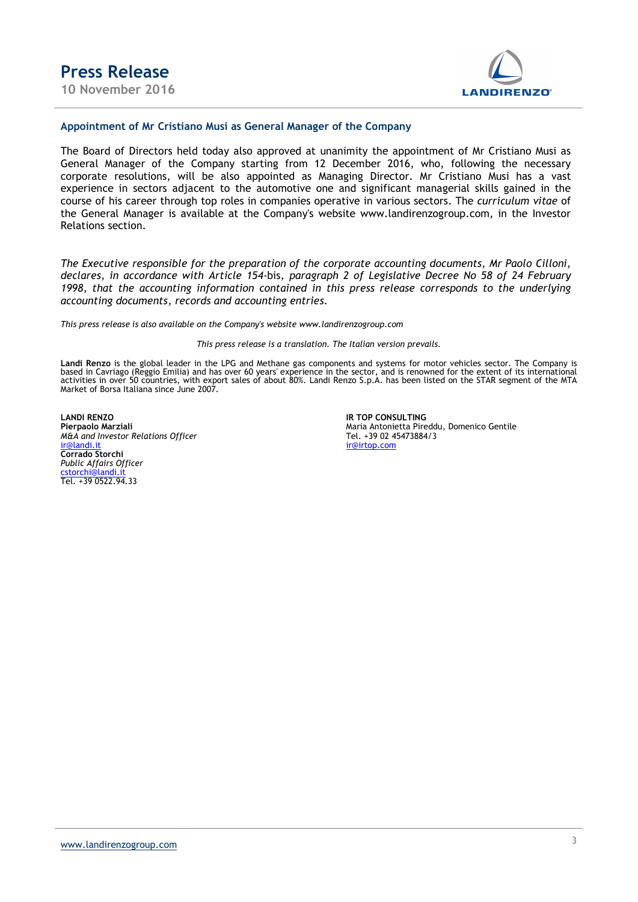## Appointment of Mr Cristiano Musi as General Manager of the Company

The Board of Directors held today also approved at unanimity the appointment of Mr Cristiano Musi as General Manager of the Company starting from 12 December 2016, who, following the necessary corporate resolutions, will be also appointed as Managing Director. Mr Cristiano Musi has a vast experience in sectors adjacent to the automotive one and significant managerial skills gained in the course of his career through top roles in companies operative in various sectors. The *curriculum vitae* of the General Manager is available at the Company's website www.landirenzogroup.com, in the Investor Relations section.

*The Executive responsible for the preparation of the corporate accounting documents, Mr Paolo Cilloni, declares, in accordance with Article 154-*bis*, paragraph 2 of Legislative Decree No 58 of 24 February 1998, that the accounting information contained in this press release corresponds to the underlying accounting documents, records and accounting entries.*

*This press release is also available on the Company's website www.landirenzogroup.com*

*This press release is a translation. The Italian version prevails.*

**Landi Renzo** is the global leader in the LPG and Methane gas components and systems for motor vehicles sector. The Company is based in Cavriago (Reggio Emilia) and has over 60 years' experience in the sector, and is renowned for the extent of its international activities in over 50 countries, with export sales of about 80%. Landi Renzo S.p.A. has been listed on the STAR segment of the MTA Market of Borsa Italiana since June 2007.

**LANDI RENZO**
**Pierpaolo Marziali**
*M&A and Investor Relations Officer*
ir@landi.it
**Corrado Storchi**
*Public Affairs Officer*
cstorchi@landi.it
Tel. +39 0522.94.33

**IR TOP CONSULTING**
Maria Antonietta Pireddu, Domenico Gentile
Tel. +39 02 45473884/3
ir@irtop.com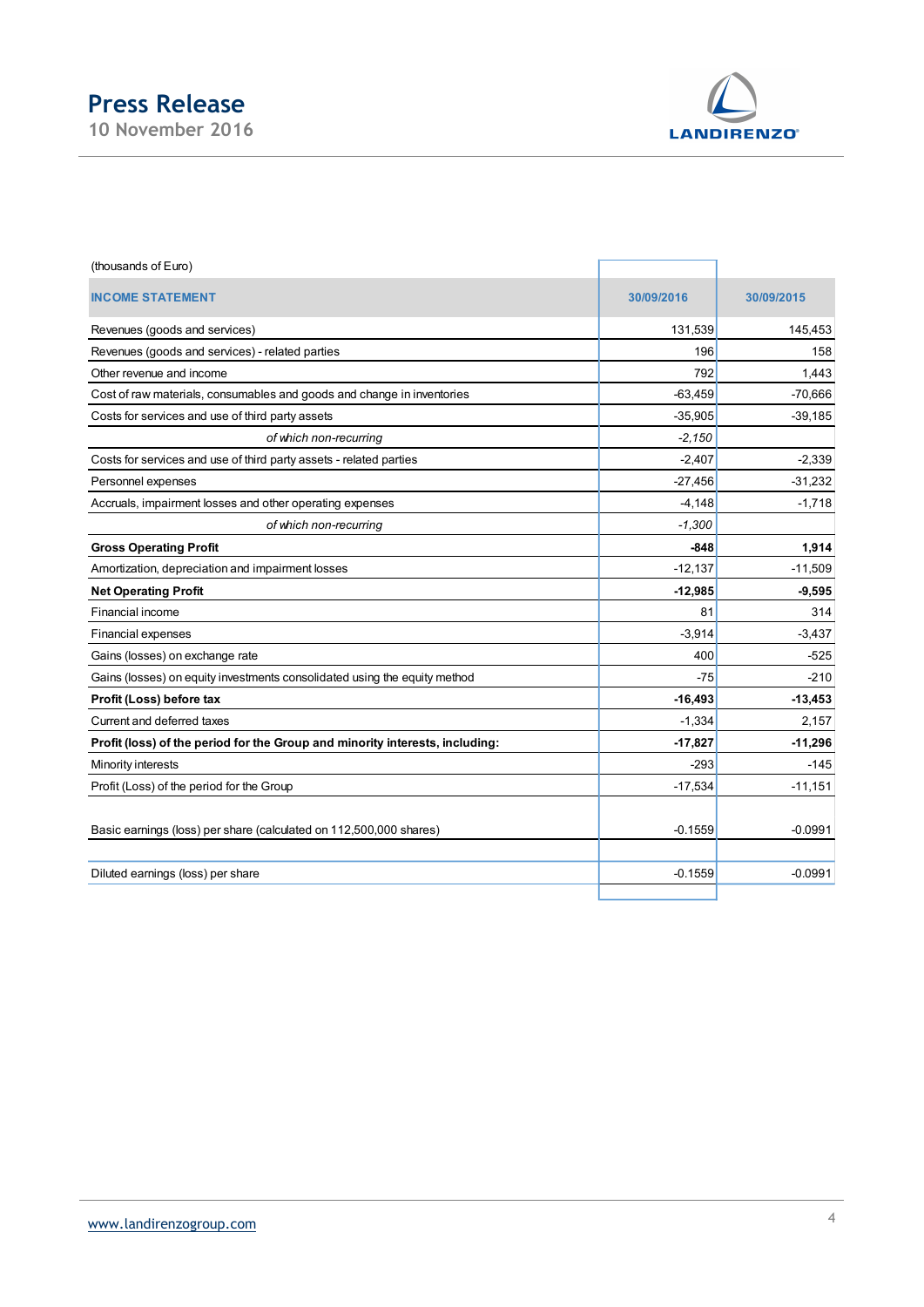(thousands of Euro)

| INCOME STATEMENT | 30/09/2016 | 30/09/2015 |
|---|---|---|
| Revenues (goods and services) | 131,539 | 145,453 |
| Revenues (goods and services) - related parties | 196 | 158 |
| Other revenue and income | 792 | 1,443 |
| Cost of raw materials, consumables and goods and change in inventories | -63,459 | -70,666 |
| Costs for services and use of third party assets | -35,905 | -39,185 |
| *of which non-recurring* | *-2,150* | |
| Costs for services and use of third party assets - related parties | -2,407 | -2,339 |
| Personnel expenses | -27,456 | -31,232 |
| Accruals, impairment losses and other operating expenses | -4,148 | -1,718 |
| *of which non-recurring* | *-1,300* | |
| **Gross Operating Profit** | **-848** | **1,914** |
| Amortization, depreciation and impairment losses | -12,137 | -11,509 |
| **Net Operating Profit** | **-12,985** | **-9,595** |
| Financial income | 81 | 314 |
| Financial expenses | -3,914 | -3,437 |
| Gains (losses) on exchange rate | 400 | -525 |
| Gains (losses) on equity investments consolidated using the equity method | -75 | -210 |
| **Profit (Loss) before tax** | **-16,493** | **-13,453** |
| Current and deferred taxes | -1,334 | 2,157 |
| **Profit (loss) of the period for the Group and minority interests, including:** | **-17,827** | **-11,296** |
| Minority interests | -293 | -145 |
| Profit (Loss) of the period for the Group | -17,534 | -11,151 |
| Basic earnings (loss) per share (calculated on 112,500,000 shares) | -0.1559 | -0.0991 |
| Diluted earnings (loss) per share | -0.1559 | -0.0991 |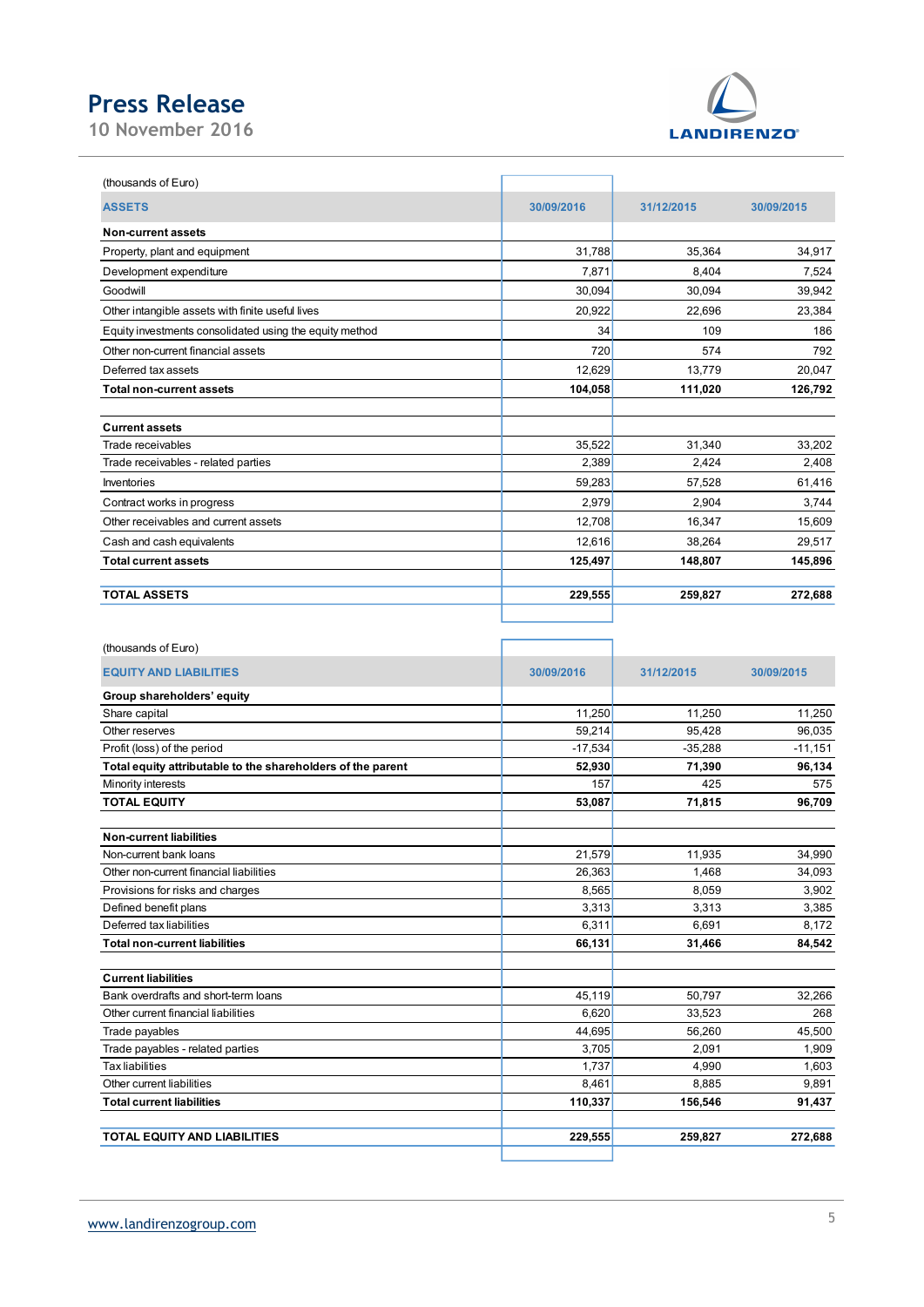# Press Release

10 November 2016

| (thousands of Euro) | | | |
|---|---|---|---|
| **ASSETS** | **30/09/2016** | **31/12/2015** | **30/09/2015** |
| **Non-current assets** | | | |
| Property, plant and equipment | 31,788 | 35,364 | 34,917 |
| Development expenditure | 7,871 | 8,404 | 7,524 |
| Goodwill | 30,094 | 30,094 | 39,942 |
| Other intangible assets with finite useful lives | 20,922 | 22,696 | 23,384 |
| Equity investments consolidated using the equity method | 34 | 109 | 186 |
| Other non-current financial assets | 720 | 574 | 792 |
| Deferred tax assets | 12,629 | 13,779 | 20,047 |
| **Total non-current assets** | **104,058** | **111,020** | **126,792** |
| | | | |
| **Current assets** | | | |
| Trade receivables | 35,522 | 31,340 | 33,202 |
| Trade receivables - related parties | 2,389 | 2,424 | 2,408 |
| Inventories | 59,283 | 57,528 | 61,416 |
| Contract works in progress | 2,979 | 2,904 | 3,744 |
| Other receivables and current assets | 12,708 | 16,347 | 15,609 |
| Cash and cash equivalents | 12,616 | 38,264 | 29,517 |
| **Total current assets** | **125,497** | **148,807** | **145,896** |
| | | | |
| **TOTAL ASSETS** | **229,555** | **259,827** | **272,688** |

| (thousands of Euro) | | | |
|---|---|---|---|
| **EQUITY AND LIABILITIES** | **30/09/2016** | **31/12/2015** | **30/09/2015** |
| **Group shareholders' equity** | | | |
| Share capital | 11,250 | 11,250 | 11,250 |
| Other reserves | 59,214 | 95,428 | 96,035 |
| Profit (loss) of the period | -17,534 | -35,288 | -11,151 |
| **Total equity attributable to the shareholders of the parent** | **52,930** | **71,390** | **96,134** |
| Minority interests | 157 | 425 | 575 |
| **TOTAL EQUITY** | **53,087** | **71,815** | **96,709** |
| | | | |
| **Non-current liabilities** | | | |
| Non-current bank loans | 21,579 | 11,935 | 34,990 |
| Other non-current financial liabilities | 26,363 | 1,468 | 34,093 |
| Provisions for risks and charges | 8,565 | 8,059 | 3,902 |
| Defined benefit plans | 3,313 | 3,313 | 3,385 |
| Deferred tax liabilities | 6,311 | 6,691 | 8,172 |
| **Total non-current liabilities** | **66,131** | **31,466** | **84,542** |
| | | | |
| **Current liabilities** | | | |
| Bank overdrafts and short-term loans | 45,119 | 50,797 | 32,266 |
| Other current financial liabilities | 6,620 | 33,523 | 268 |
| Trade payables | 44,695 | 56,260 | 45,500 |
| Trade payables - related parties | 3,705 | 2,091 | 1,909 |
| Tax liabilities | 1,737 | 4,990 | 1,603 |
| Other current liabilities | 8,461 | 8,885 | 9,891 |
| **Total current liabilities** | **110,337** | **156,546** | **91,437** |
| | | | |
| **TOTAL EQUITY AND LIABILITIES** | **229,555** | **259,827** | **272,688** |

www.landirenzogroup.com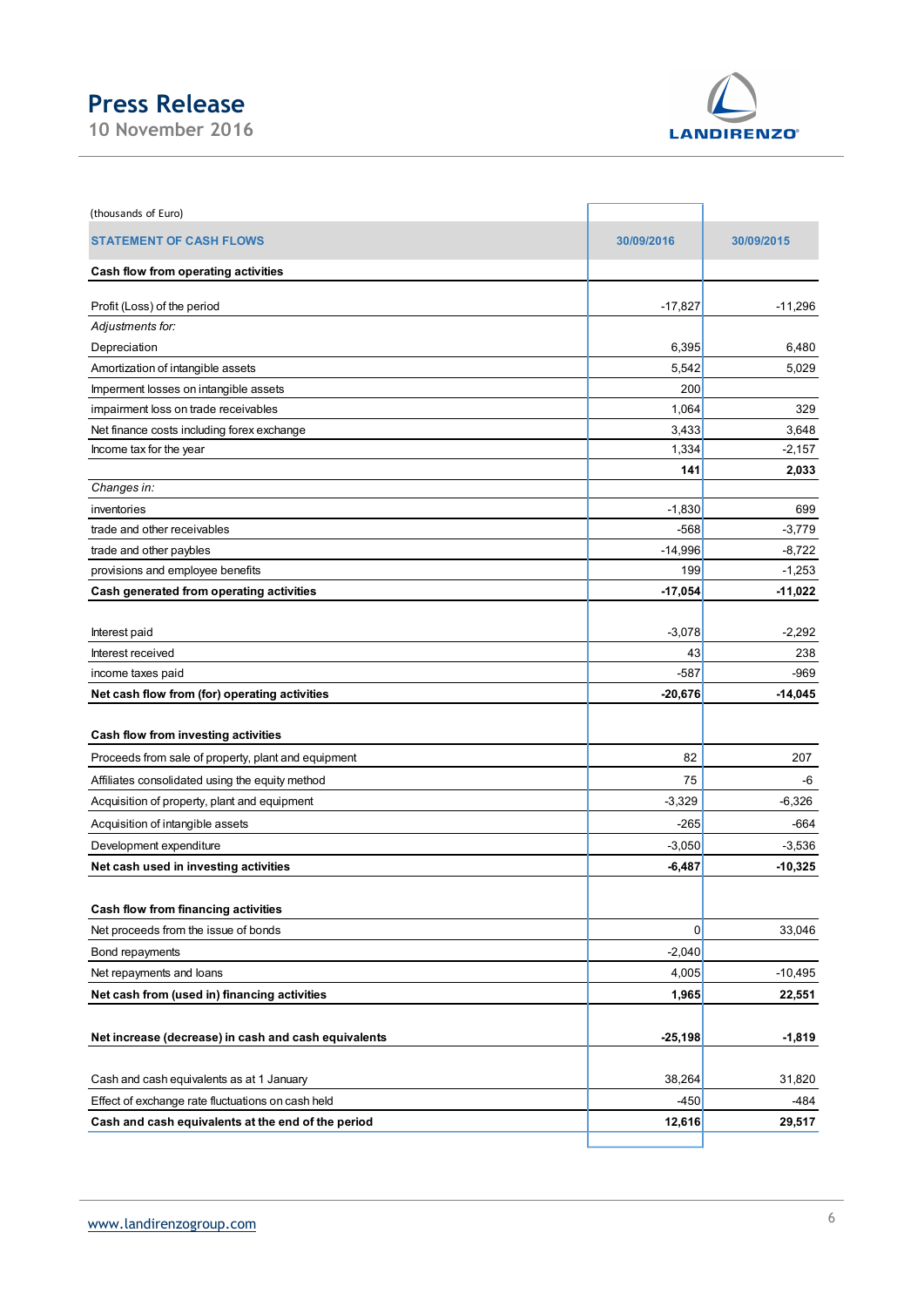# Press Release
## 10 November 2016

(thousands of Euro)

| STATEMENT OF CASH FLOWS | 30/09/2016 | 30/09/2015 |
|---|---|---|
| **Cash flow from operating activities** | | |
| Profit (Loss) of the period | -17,827 | -11,296 |
| *Adjustments for:* | | |
| Depreciation | 6,395 | 6,480 |
| Amortization of intangible assets | 5,542 | 5,029 |
| Imperment losses on intangible assets | 200 | |
| impairment loss on trade receivables | 1,064 | 329 |
| Net finance costs including forex exchange | 3,433 | 3,648 |
| Income tax for the year | 1,334 | -2,157 |
| | **141** | **2,033** |
| *Changes in:* | | |
| inventories | -1,830 | 699 |
| trade and other receivables | -568 | -3,779 |
| trade and other paybles | -14,996 | -8,722 |
| provisions and employee benefits | 199 | -1,253 |
| **Cash generated from operating activities** | **-17,054** | **-11,022** |
| Interest paid | -3,078 | -2,292 |
| Interest received | 43 | 238 |
| income taxes paid | -587 | -969 |
| **Net cash flow from (for) operating activities** | **-20,676** | **-14,045** |
| **Cash flow from investing activities** | | |
| Proceeds from sale of property, plant and equipment | 82 | 207 |
| Affiliates consolidated using the equity method | 75 | -6 |
| Acquisition of property, plant and equipment | -3,329 | -6,326 |
| Acquisition of intangible assets | -265 | -664 |
| Development expenditure | -3,050 | -3,536 |
| **Net cash used in investing activities** | **-6,487** | **-10,325** |
| **Cash flow from financing activities** | | |
| Net proceeds from the issue of bonds | 0 | 33,046 |
| Bond repayments | -2,040 | |
| Net repayments and loans | 4,005 | -10,495 |
| **Net cash from (used in) financing activities** | **1,965** | **22,551** |
| **Net increase (decrease) in cash and cash equivalents** | **-25,198** | **-1,819** |
| Cash and cash equivalents as at 1 January | 38,264 | 31,820 |
| Effect of exchange rate fluctuations on cash held | -450 | -484 |
| **Cash and cash equivalents at the end of the period** | **12,616** | **29,517** |

www.landirenzogroup.com